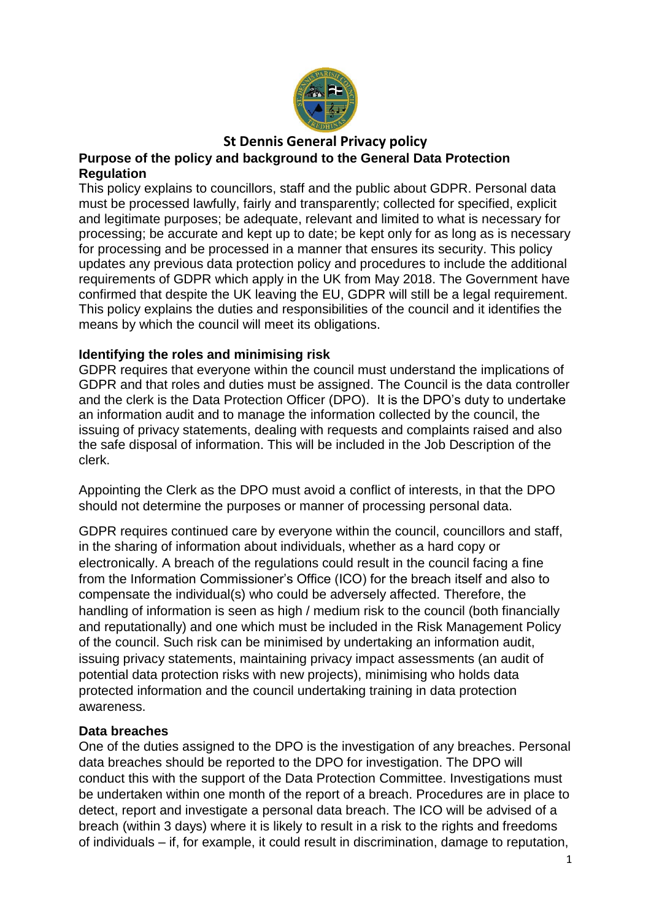# St Dennis General Privacy policy

## Purpose of the policy and background to the General Data Protection Regulation

This policy explains to councillors, staff and the public about GDPR. Personal data must be processed lawfully, fairly and transparently; collected for specified, explicit and legitimate purposes; be adequate, relevant and limited to what is necessary for processing; be accurate and kept up to date; be kept only for as long as is necessary for processing and be processed in a manner that ensures its security. This policy updates any previous data protection policy and procedures to include the additional requirements of GDPR which apply in the UK from May 2018. The Government have confirmed that despite the UK leaving the EU, GDPR will still be a legal requirement. This policy explains the duties and responsibilities of the council and it identifies the means by which the council will meet its obligations.

## Identifying the roles and minimising risk

GDPR requires that everyone within the council must understand the implications of GDPR and that roles and duties must be assigned. The Council is the data controller and the clerk is the Data Protection Officer (DPO). It is the DPO's duty to undertake an information audit and to manage the information collected by the council, the issuing of privacy statements, dealing with requests and complaints raised and also the safe disposal of information. This will be included in the Job Description of the clerk.

Appointing the Clerk as the DPO must avoid a conflict of interests, in that the DPO should not determine the purposes or manner of processing personal data.

GDPR requires continued care by everyone within the council, councillors and staff, in the sharing of information about individuals, whether as a hard copy or electronically. A breach of the regulations could result in the council facing a fine from the Information Commissioner's Office (ICO) for the breach itself and also to compensate the individual(s) who could be adversely affected. Therefore, the handling of information is seen as high / medium risk to the council (both financially and reputationally) and one which must be included in the Risk Management Policy of the council. Such risk can be minimised by undertaking an information audit, issuing privacy statements, maintaining privacy impact assessments (an audit of potential data protection risks with new projects), minimising who holds data protected information and the council undertaking training in data protection awareness.

## Data breaches

One of the duties assigned to the DPO is the investigation of any breaches. Personal data breaches should be reported to the DPO for investigation. The DPO will conduct this with the support of the Data Protection Committee. Investigations must be undertaken within one month of the report of a breach. Procedures are in place to detect, report and investigate a personal data breach. The ICO will be advised of a breach (within 3 days) where it is likely to result in a risk to the rights and freedoms of individuals – if, for example, it could result in discrimination, damage to reputation,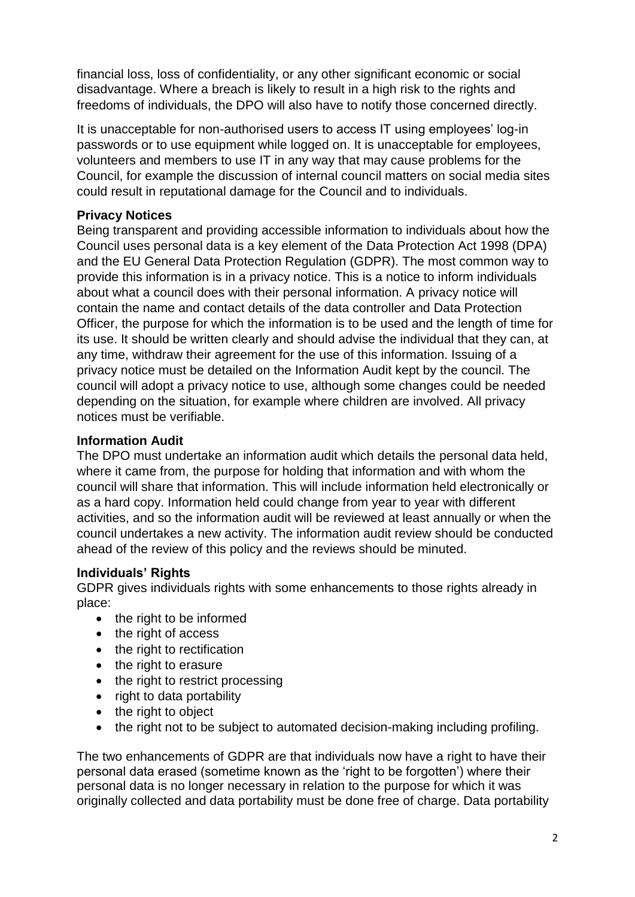financial loss, loss of confidentiality, or any other significant economic or social disadvantage. Where a breach is likely to result in a high risk to the rights and freedoms of individuals, the DPO will also have to notify those concerned directly.

It is unacceptable for non-authorised users to access IT using employees' log-in passwords or to use equipment while logged on. It is unacceptable for employees, volunteers and members to use IT in any way that may cause problems for the Council, for example the discussion of internal council matters on social media sites could result in reputational damage for the Council and to individuals.

**Privacy Notices**

Being transparent and providing accessible information to individuals about how the Council uses personal data is a key element of the Data Protection Act 1998 (DPA) and the EU General Data Protection Regulation (GDPR). The most common way to provide this information is in a privacy notice. This is a notice to inform individuals about what a council does with their personal information. A privacy notice will contain the name and contact details of the data controller and Data Protection Officer, the purpose for which the information is to be used and the length of time for its use. It should be written clearly and should advise the individual that they can, at any time, withdraw their agreement for the use of this information. Issuing of a privacy notice must be detailed on the Information Audit kept by the council. The council will adopt a privacy notice to use, although some changes could be needed depending on the situation, for example where children are involved. All privacy notices must be verifiable.

**Information Audit**

The DPO must undertake an information audit which details the personal data held, where it came from, the purpose for holding that information and with whom the council will share that information. This will include information held electronically or as a hard copy. Information held could change from year to year with different activities, and so the information audit will be reviewed at least annually or when the council undertakes a new activity. The information audit review should be conducted ahead of the review of this policy and the reviews should be minuted.

**Individuals' Rights**

GDPR gives individuals rights with some enhancements to those rights already in place:

- the right to be informed
- the right of access
- the right to rectification
- the right to erasure
- the right to restrict processing
- right to data portability
- the right to object
- the right not to be subject to automated decision-making including profiling.

The two enhancements of GDPR are that individuals now have a right to have their personal data erased (sometime known as the 'right to be forgotten') where their personal data is no longer necessary in relation to the purpose for which it was originally collected and data portability must be done free of charge. Data portability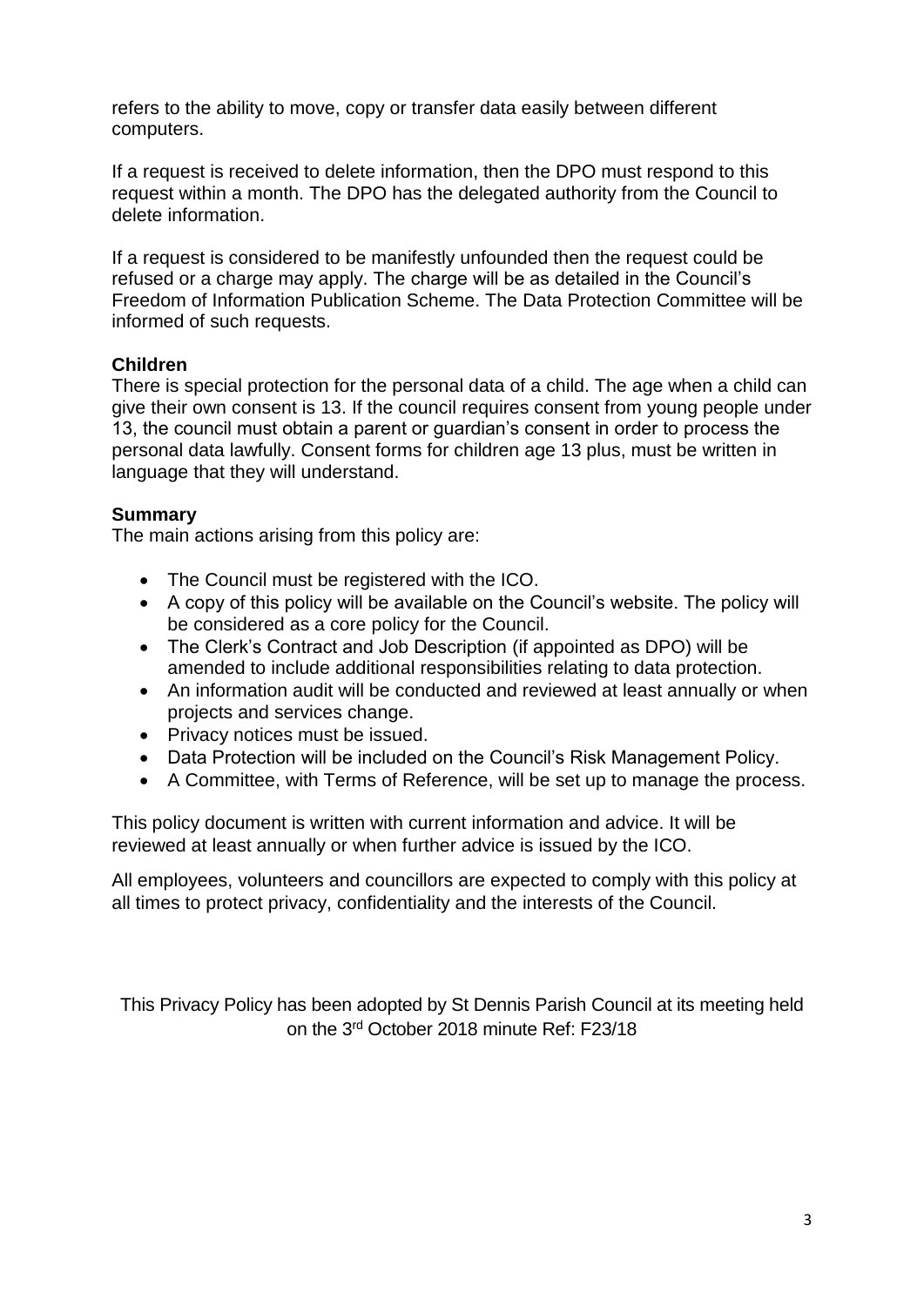refers to the ability to move, copy or transfer data easily between different computers.

If a request is received to delete information, then the DPO must respond to this request within a month. The DPO has the delegated authority from the Council to delete information.

If a request is considered to be manifestly unfounded then the request could be refused or a charge may apply. The charge will be as detailed in the Council's Freedom of Information Publication Scheme. The Data Protection Committee will be informed of such requests.

**Children**

There is special protection for the personal data of a child. The age when a child can give their own consent is 13. If the council requires consent from young people under 13, the council must obtain a parent or guardian's consent in order to process the personal data lawfully. Consent forms for children age 13 plus, must be written in language that they will understand.

**Summary**

The main actions arising from this policy are:

- The Council must be registered with the ICO.
- A copy of this policy will be available on the Council's website. The policy will be considered as a core policy for the Council.
- The Clerk's Contract and Job Description (if appointed as DPO) will be amended to include additional responsibilities relating to data protection.
- An information audit will be conducted and reviewed at least annually or when projects and services change.
- Privacy notices must be issued.
- Data Protection will be included on the Council's Risk Management Policy.
- A Committee, with Terms of Reference, will be set up to manage the process.

This policy document is written with current information and advice. It will be reviewed at least annually or when further advice is issued by the ICO.

All employees, volunteers and councillors are expected to comply with this policy at all times to protect privacy, confidentiality and the interests of the Council.

This Privacy Policy has been adopted by St Dennis Parish Council at its meeting held on the 3rd October 2018 minute Ref: F23/18